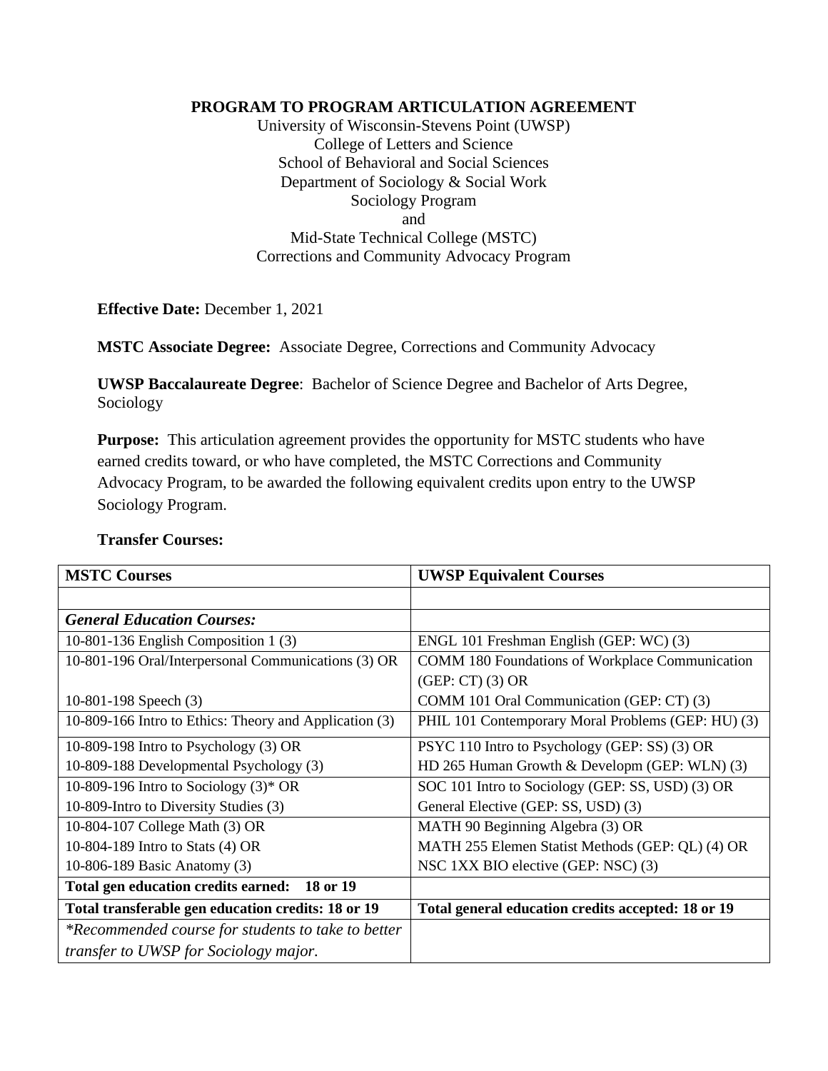**PROGRAM TO PROGRAM ARTICULATION AGREEMENT**

University of Wisconsin-Stevens Point (UWSP)
College of Letters and Science
School of Behavioral and Social Sciences
Department of Sociology & Social Work
Sociology Program
and
Mid-State Technical College (MSTC)
Corrections and Community Advocacy Program

**Effective Date:** December 1, 2021

**MSTC Associate Degree:** Associate Degree, Corrections and Community Advocacy

**UWSP Baccalaureate Degree**: Bachelor of Science Degree and Bachelor of Arts Degree, Sociology

**Purpose:** This articulation agreement provides the opportunity for MSTC students who have earned credits toward, or who have completed, the MSTC Corrections and Community Advocacy Program, to be awarded the following equivalent credits upon entry to the UWSP Sociology Program.

**Transfer Courses:**

| MSTC Courses | UWSP Equivalent Courses |
|---|---|
| | |
| ***General Education Courses:*** | |
| 10-801-136 English Composition 1 (3) | ENGL 101 Freshman English (GEP: WC) (3) |
| 10-801-196 Oral/Interpersonal Communications (3) OR<br><br>10-801-198 Speech (3) | COMM 180 Foundations of Workplace Communication (GEP: CT) (3) OR<br>COMM 101 Oral Communication (GEP: CT) (3) |
| 10-809-166 Intro to Ethics: Theory and Application (3) | PHIL 101 Contemporary Moral Problems (GEP: HU) (3) |
| 10-809-198 Intro to Psychology (3) OR<br>10-809-188 Developmental Psychology (3) | PSYC 110 Intro to Psychology (GEP: SS) (3) OR<br>HD 265 Human Growth & Developm (GEP: WLN) (3) |
| 10-809-196 Intro to Sociology (3)* OR<br>10-809-Intro to Diversity Studies (3) | SOC 101 Intro to Sociology (GEP: SS, USD) (3) OR<br>General Elective (GEP: SS, USD) (3) |
| 10-804-107 College Math (3) OR<br>10-804-189 Intro to Stats (4) OR<br>10-806-189 Basic Anatomy (3) | MATH 90 Beginning Algebra (3) OR<br>MATH 255 Elemen Statist Methods (GEP: QL) (4) OR<br>NSC 1XX BIO elective (GEP: NSC) (3) |
| **Total gen education credits earned: 18 or 19** | |
| **Total transferable gen education credits: 18 or 19** | **Total general education credits accepted: 18 or 19** |
| *\*Recommended course for students to take to better transfer to UWSP for Sociology major.* | |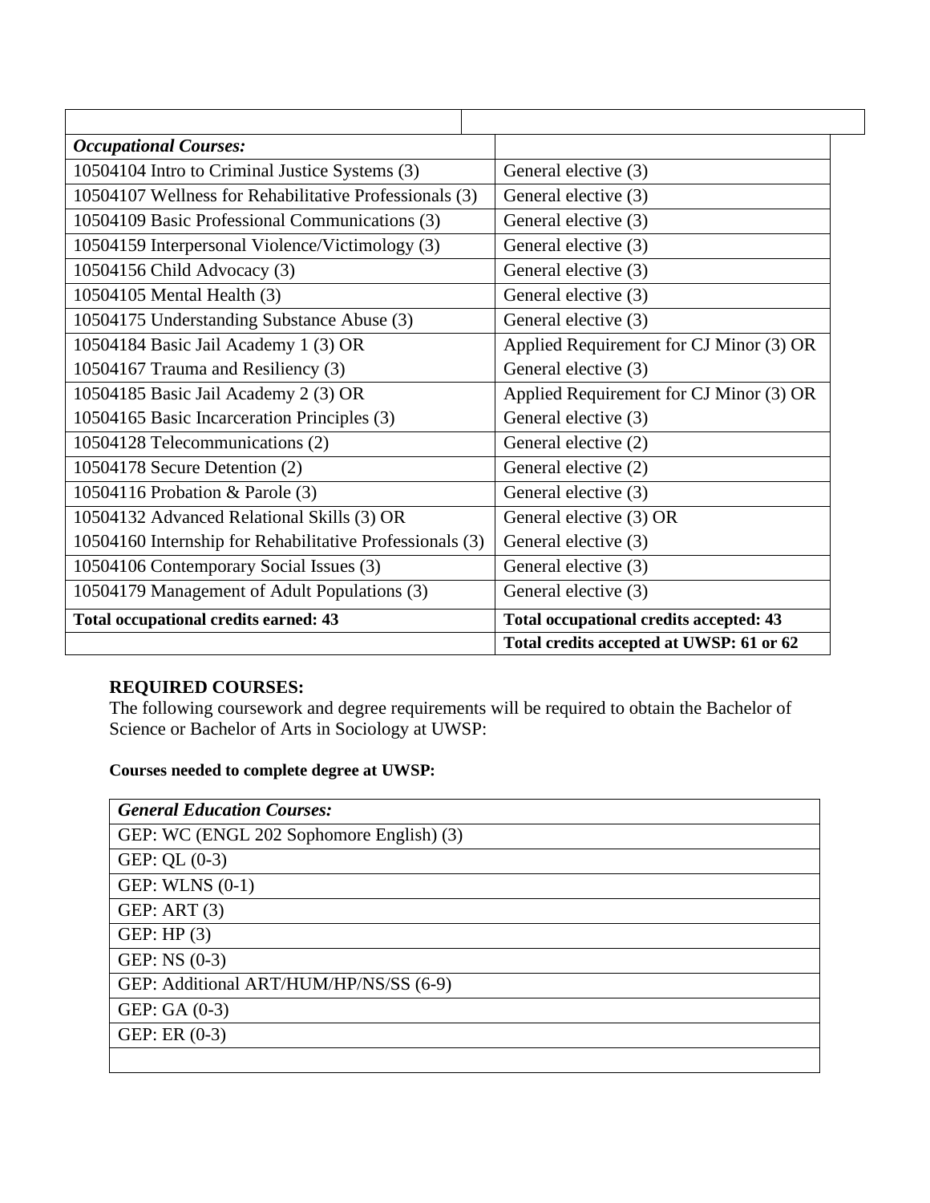| | |
|---|---|
| ***Occupational Courses:*** | |
| 10504104 Intro to Criminal Justice Systems (3) | General elective (3) |
| 10504107 Wellness for Rehabilitative Professionals (3) | General elective (3) |
| 10504109 Basic Professional Communications (3) | General elective (3) |
| 10504159 Interpersonal Violence/Victimology (3) | General elective (3) |
| 10504156 Child Advocacy (3) | General elective (3) |
| 10504105 Mental Health (3) | General elective (3) |
| 10504175 Understanding Substance Abuse (3) | General elective (3) |
| 10504184 Basic Jail Academy 1 (3) OR<br>10504167 Trauma and Resiliency (3) | Applied Requirement for CJ Minor (3) OR<br>General elective (3) |
| 10504185 Basic Jail Academy 2 (3) OR<br>10504165 Basic Incarceration Principles (3) | Applied Requirement for CJ Minor (3) OR<br>General elective (3) |
| 10504128 Telecommunications (2) | General elective (2) |
| 10504178 Secure Detention (2) | General elective (2) |
| 10504116 Probation & Parole (3) | General elective (3) |
| 10504132 Advanced Relational Skills (3) OR<br>10504160 Internship for Rehabilitative Professionals (3) | General elective (3) OR<br>General elective (3) |
| 10504106 Contemporary Social Issues (3) | General elective (3) |
| 10504179 Management of Adult Populations (3) | General elective (3) |
| **Total occupational credits earned: 43** | **Total occupational credits accepted: 43** |
| | **Total credits accepted at UWSP: 61 or 62** |

**REQUIRED COURSES:**
The following coursework and degree requirements will be required to obtain the Bachelor of Science or Bachelor of Arts in Sociology at UWSP:

**Courses needed to complete degree at UWSP:**

| ***General Education Courses:*** |
|---|
| GEP: WC (ENGL 202 Sophomore English) (3) |
| GEP: QL (0-3) |
| GEP: WLNS (0-1) |
| GEP: ART (3) |
| GEP: HP (3) |
| GEP: NS (0-3) |
| GEP: Additional ART/HUM/HP/NS/SS (6-9) |
| GEP: GA (0-3) |
| GEP: ER (0-3) |
| |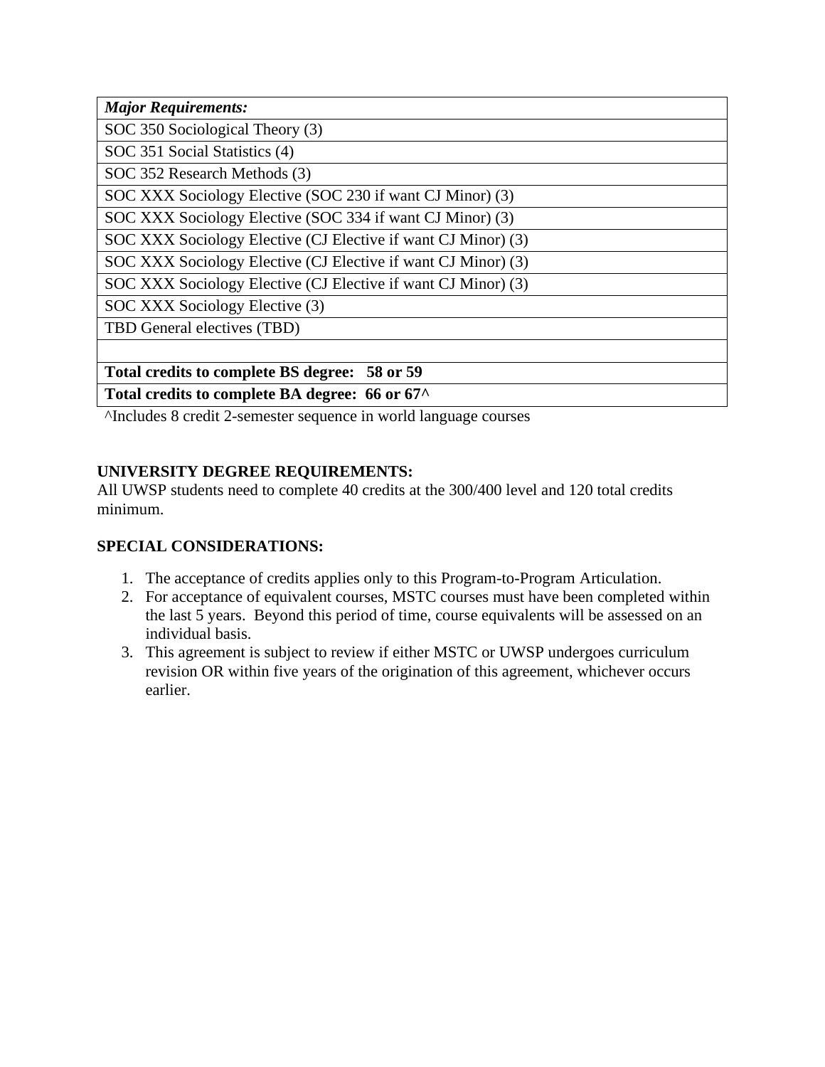| *Major Requirements:* |
|---|
| SOC 350 Sociological Theory (3) |
| SOC 351 Social Statistics (4) |
| SOC 352 Research Methods (3) |
| SOC XXX Sociology Elective (SOC 230 if want CJ Minor) (3) |
| SOC XXX Sociology Elective (SOC 334 if want CJ Minor) (3) |
| SOC XXX Sociology Elective (CJ Elective if want CJ Minor) (3) |
| SOC XXX Sociology Elective (CJ Elective if want CJ Minor) (3) |
| SOC XXX Sociology Elective (CJ Elective if want CJ Minor) (3) |
| SOC XXX Sociology Elective (3) |
| TBD General electives (TBD) |
| |
| **Total credits to complete BS degree: 58 or 59** |
| **Total credits to complete BA degree: 66 or 67^** |

^Includes 8 credit 2-semester sequence in world language courses

**UNIVERSITY DEGREE REQUIREMENTS:**

All UWSP students need to complete 40 credits at the 300/400 level and 120 total credits minimum.

**SPECIAL CONSIDERATIONS:**

1. The acceptance of credits applies only to this Program-to-Program Articulation.
2. For acceptance of equivalent courses, MSTC courses must have been completed within the last 5 years. Beyond this period of time, course equivalents will be assessed on an individual basis.
3. This agreement is subject to review if either MSTC or UWSP undergoes curriculum revision OR within five years of the origination of this agreement, whichever occurs earlier.